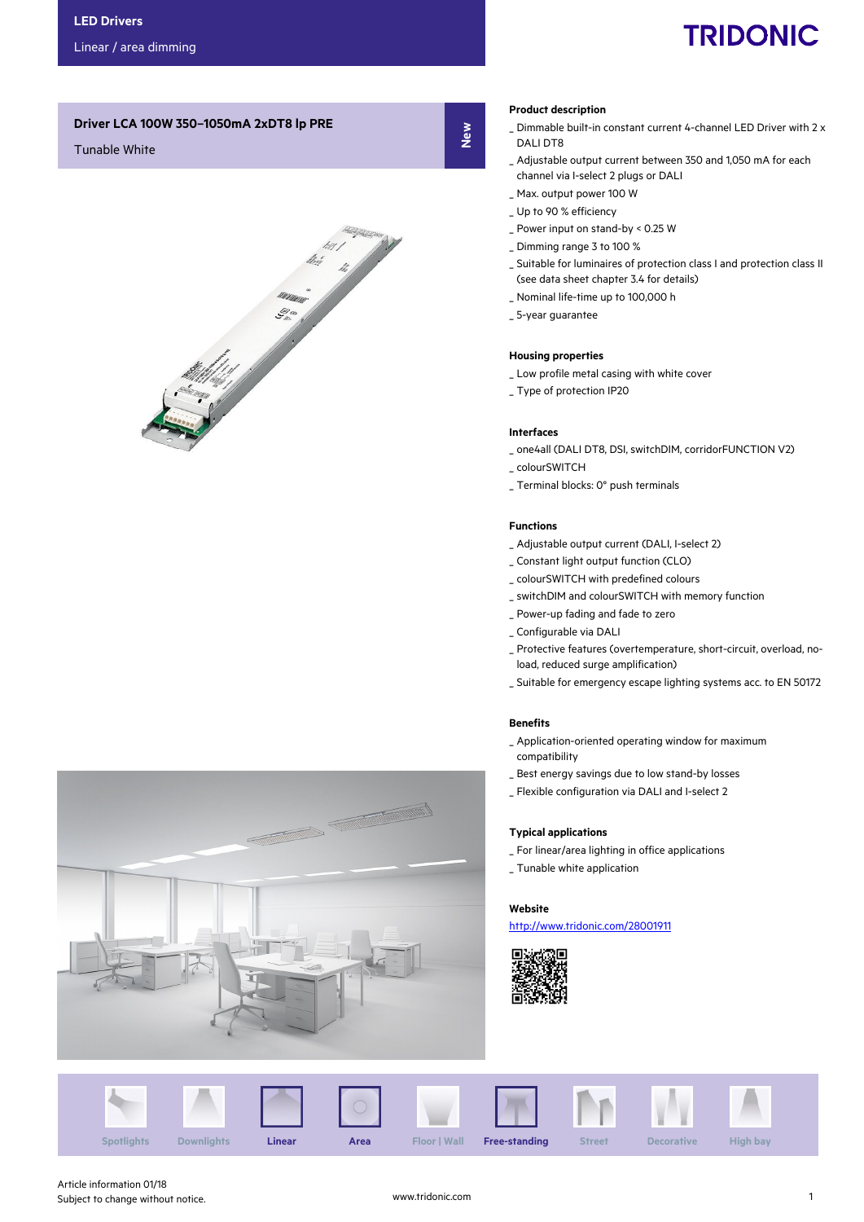LED Drivers

Linear / area dimming

TRIDONIC

# Driver LCA 100W 350–1050mA 2xDT8 lp PRE

Tunable White

New

### Product description
_ Dimmable built-in constant current 4-channel LED Driver with 2 x DALI DT8
_ Adjustable output current between 350 and 1,050 mA for each channel via I-select 2 plugs or DALI
_ Max. output power 100 W
_ Up to 90 % efficiency
_ Power input on stand-by < 0.25 W
_ Dimming range 3 to 100 %
_ Suitable for luminaires of protection class I and protection class II (see data sheet chapter 3.4 for details)
_ Nominal life-time up to 100,000 h
_ 5-year guarantee

### Housing properties
_ Low profile metal casing with white cover
_ Type of protection IP20

### Interfaces
_ one4all (DALI DT8, DSI, switchDIM, corridorFUNCTION V2)
_ colourSWITCH
_ Terminal blocks: 0° push terminals

### Functions
_ Adjustable output current (DALI, I-select 2)
_ Constant light output function (CLO)
_ colourSWITCH with predefined colours
_ switchDIM and colourSWITCH with memory function
_ Power-up fading and fade to zero
_ Configurable via DALI
_ Protective features (overtemperature, short-circuit, overload, no-load, reduced surge amplification)
_ Suitable for emergency escape lighting systems acc. to EN 50172

### Benefits
_ Application-oriented operating window for maximum compatibility
_ Best energy savings due to low stand-by losses
_ Flexible configuration via DALI and I-select 2

### Typical applications
_ For linear/area lighting in office applications
_ Tunable white application

### Website
http://www.tridonic.com/28001911

Spotlights | Downlights | **Linear** | **Area** | Floor | Wall | **Free-standing** | Street | Decorative | High bay

Article information 01/18
Subject to change without notice.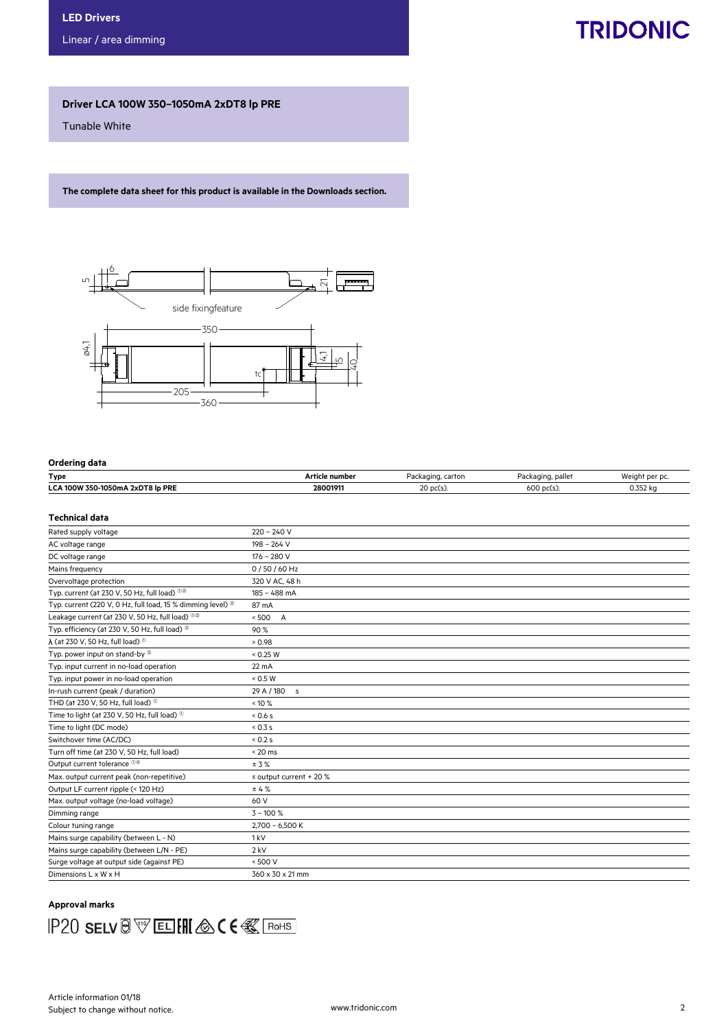LED Drivers

Linear / area dimming

# Driver LCA 100W 350–1050mA 2xDT8 lp PRE

Tunable White

**The complete data sheet for this product is available in the Downloads section.**

side fixingfeature

## Ordering data

| Type | Article number | Packaging, carton | Packaging, pallet | Weight per pc. |
|---|---|---|---|---|
| **LCA 100W 350-1050mA 2xDT8 lp PRE** | **28001911** | 20 pc(s). | 600 pc(s). | 0.352 kg |

## Technical data

| | |
|---|---|
| Rated supply voltage | 220 – 240 V |
| AC voltage range | 198 – 264 V |
| DC voltage range | 176 – 280 V |
| Mains frequency | 0 / 50 / 60 Hz |
| Overvoltage protection | 320 V AC, 48 h |
| Typ. current (at 230 V, 50 Hz, full load) [①②] | 185 – 488 mA |
| Typ. current (220 V, 0 Hz, full load, 15 % dimming level) [②] | 87 mA |
| Leakage current (at 230 V, 50 Hz, full load) [①②] | < 500 A |
| Typ. efficiency (at 230 V, 50 Hz, full load) [②] | 90 % |
| λ (at 230 V, 50 Hz, full load) [①] | > 0.98 |
| Typ. power input on stand-by [③] | < 0.25 W |
| Typ. input current in no-load operation | 22 mA |
| Typ. input power in no-load operation | < 0.5 W |
| In-rush current (peak / duration) | 29 A / 180 s |
| THD (at 230 V, 50 Hz, full load) [①] | < 10 % |
| Time to light (at 230 V, 50 Hz, full load) [①] | < 0.6 s |
| Time to light (DC mode) | < 0.3 s |
| Switchover time (AC/DC) | < 0.2 s |
| Turn off time (at 230 V, 50 Hz, full load) | < 20 ms |
| Output current tolerance [①④] | ± 3 % |
| Max. output current peak (non-repetitive) | ≤ output current + 20 % |
| Output LF current ripple (< 120 Hz) | ± 4 % |
| Max. output voltage (no-load voltage) | 60 V |
| Dimming range | 3 – 100 % |
| Colour tuning range | 2,700 – 6,500 K |
| Mains surge capability (between L - N) | 1 kV |
| Mains surge capability (between L/N - PE) | 2 kV |
| Surge voltage at output side (against PE) | < 500 V |
| Dimensions L x W x H | 360 x 30 x 21 mm |

## Approval marks

IP20 SELV EL RoHS

Article information 01/18

Subject to change without notice.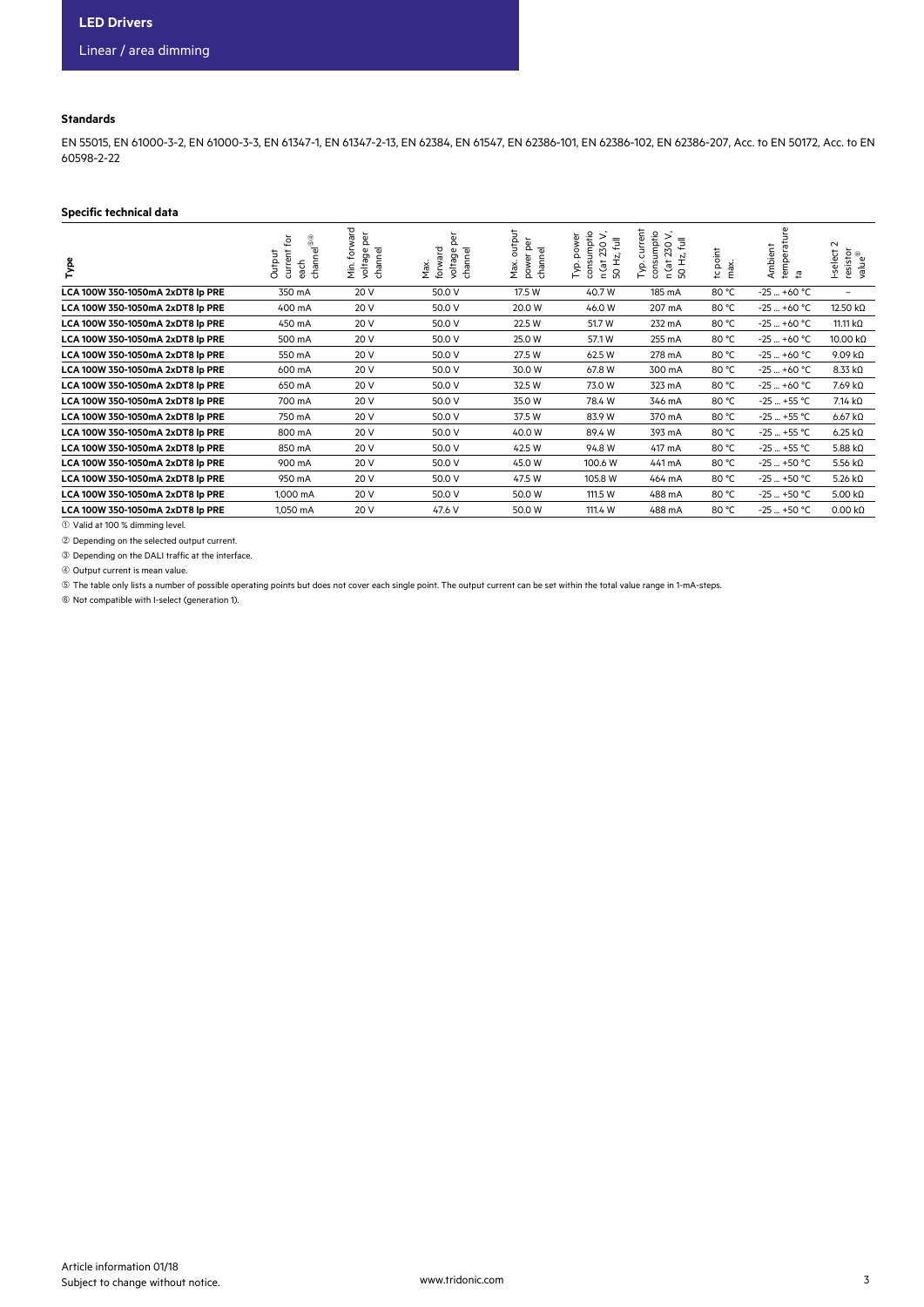## Standards

EN 55015, EN 61000-3-2, EN 61000-3-3, EN 61347-1, EN 61347-2-13, EN 62384, EN 61547, EN 62386-101, EN 62386-102, EN 62386-207, Acc. to EN 50172, Acc. to EN 60598-2-22

## Specific technical data

| Type | Output current for each channel①④ | Min. forward voltage per channel | Max. forward voltage per channel | Max. output power per channel | Typ. power consumption (at 230 V, 50 Hz, full | Typ. current consumption (at 230 V, 50 Hz, full | tc point max. | Ambient temperature ta | I-select 2 resistor value⑥ |
|---|---|---|---|---|---|---|---|---|---|
| LCA 100W 350-1050mA 2xDT8 lp PRE | 350 mA | 20 V | 50.0 V | 17.5 W | 40.7 W | 185 mA | 80 °C | -25 ... +60 °C | – |
| LCA 100W 350-1050mA 2xDT8 lp PRE | 400 mA | 20 V | 50.0 V | 20.0 W | 46.0 W | 207 mA | 80 °C | -25 ... +60 °C | 12.50 kΩ |
| LCA 100W 350-1050mA 2xDT8 lp PRE | 450 mA | 20 V | 50.0 V | 22.5 W | 51.7 W | 232 mA | 80 °C | -25 ... +60 °C | 11.11 kΩ |
| LCA 100W 350-1050mA 2xDT8 lp PRE | 500 mA | 20 V | 50.0 V | 25.0 W | 57.1 W | 255 mA | 80 °C | -25 ... +60 °C | 10.00 kΩ |
| LCA 100W 350-1050mA 2xDT8 lp PRE | 550 mA | 20 V | 50.0 V | 27.5 W | 62.5 W | 278 mA | 80 °C | -25 ... +60 °C | 9.09 kΩ |
| LCA 100W 350-1050mA 2xDT8 lp PRE | 600 mA | 20 V | 50.0 V | 30.0 W | 67.8 W | 300 mA | 80 °C | -25 ... +60 °C | 8.33 kΩ |
| LCA 100W 350-1050mA 2xDT8 lp PRE | 650 mA | 20 V | 50.0 V | 32.5 W | 73.0 W | 323 mA | 80 °C | -25 ... +60 °C | 7.69 kΩ |
| LCA 100W 350-1050mA 2xDT8 lp PRE | 700 mA | 20 V | 50.0 V | 35.0 W | 78.4 W | 346 mA | 80 °C | -25 ... +55 °C | 7.14 kΩ |
| LCA 100W 350-1050mA 2xDT8 lp PRE | 750 mA | 20 V | 50.0 V | 37.5 W | 83.9 W | 370 mA | 80 °C | -25 ... +55 °C | 6.67 kΩ |
| LCA 100W 350-1050mA 2xDT8 lp PRE | 800 mA | 20 V | 50.0 V | 40.0 W | 89.4 W | 393 mA | 80 °C | -25 ... +55 °C | 6.25 kΩ |
| LCA 100W 350-1050mA 2xDT8 lp PRE | 850 mA | 20 V | 50.0 V | 42.5 W | 94.8 W | 417 mA | 80 °C | -25 ... +55 °C | 5.88 kΩ |
| LCA 100W 350-1050mA 2xDT8 lp PRE | 900 mA | 20 V | 50.0 V | 45.0 W | 100.6 W | 441 mA | 80 °C | -25 ... +50 °C | 5.56 kΩ |
| LCA 100W 350-1050mA 2xDT8 lp PRE | 950 mA | 20 V | 50.0 V | 47.5 W | 105.8 W | 464 mA | 80 °C | -25 ... +50 °C | 5.26 kΩ |
| LCA 100W 350-1050mA 2xDT8 lp PRE | 1,000 mA | 20 V | 50.0 V | 50.0 W | 111.5 W | 488 mA | 80 °C | -25 ... +50 °C | 5.00 kΩ |
| LCA 100W 350-1050mA 2xDT8 lp PRE | 1,050 mA | 20 V | 47.6 V | 50.0 W | 111.4 W | 488 mA | 80 °C | -25 ... +50 °C | 0.00 kΩ |

① Valid at 100 % dimming level.

② Depending on the selected output current.

③ Depending on the DALI traffic at the interface.

④ Output current is mean value.

⑤ The table only lists a number of possible operating points but does not cover each single point. The output current can be set within the total value range in 1-mA-steps.

⑥ Not compatible with I-select (generation 1).